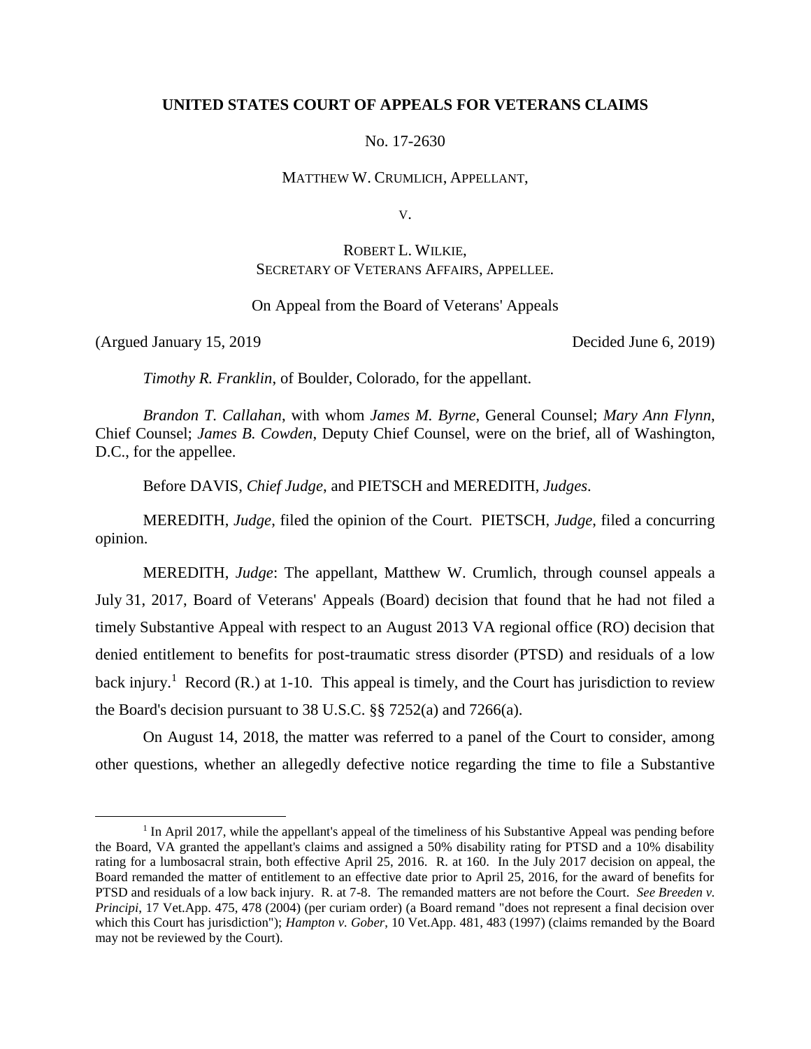**UNITED STATES COURT OF APPEALS FOR VETERANS CLAIMS**

No. 17-2630

MATTHEW W. CRUMLICH, APPELLANT,

V.

ROBERT L. WILKIE,
SECRETARY OF VETERANS AFFAIRS, APPELLEE.

On Appeal from the Board of Veterans' Appeals

(Argued January 15, 2019 Decided June 6, 2019)

*Timothy R. Franklin*, of Boulder, Colorado, for the appellant.

*Brandon T. Callahan*, with whom *James M. Byrne*, General Counsel; *Mary Ann Flynn*, Chief Counsel; *James B. Cowden*, Deputy Chief Counsel, were on the brief, all of Washington, D.C., for the appellee.

Before DAVIS, *Chief Judge*, and PIETSCH and MEREDITH, *Judges*.

MEREDITH, *Judge*, filed the opinion of the Court. PIETSCH, *Judge*, filed a concurring opinion.

MEREDITH, *Judge*: The appellant, Matthew W. Crumlich, through counsel appeals a July 31, 2017, Board of Veterans' Appeals (Board) decision that found that he had not filed a timely Substantive Appeal with respect to an August 2013 VA regional office (RO) decision that denied entitlement to benefits for post-traumatic stress disorder (PTSD) and residuals of a low back injury.[1] Record (R.) at 1-10. This appeal is timely, and the Court has jurisdiction to review the Board's decision pursuant to 38 U.S.C. §§ 7252(a) and 7266(a).

On August 14, 2018, the matter was referred to a panel of the Court to consider, among other questions, whether an allegedly defective notice regarding the time to file a Substantive

[1] In April 2017, while the appellant's appeal of the timeliness of his Substantive Appeal was pending before the Board, VA granted the appellant's claims and assigned a 50% disability rating for PTSD and a 10% disability rating for a lumbosacral strain, both effective April 25, 2016. R. at 160. In the July 2017 decision on appeal, the Board remanded the matter of entitlement to an effective date prior to April 25, 2016, for the award of benefits for PTSD and residuals of a low back injury. R. at 7-8. The remanded matters are not before the Court. *See Breeden v. Principi*, 17 Vet.App. 475, 478 (2004) (per curiam order) (a Board remand "does not represent a final decision over which this Court has jurisdiction"); *Hampton v. Gober*, 10 Vet.App. 481, 483 (1997) (claims remanded by the Board may not be reviewed by the Court).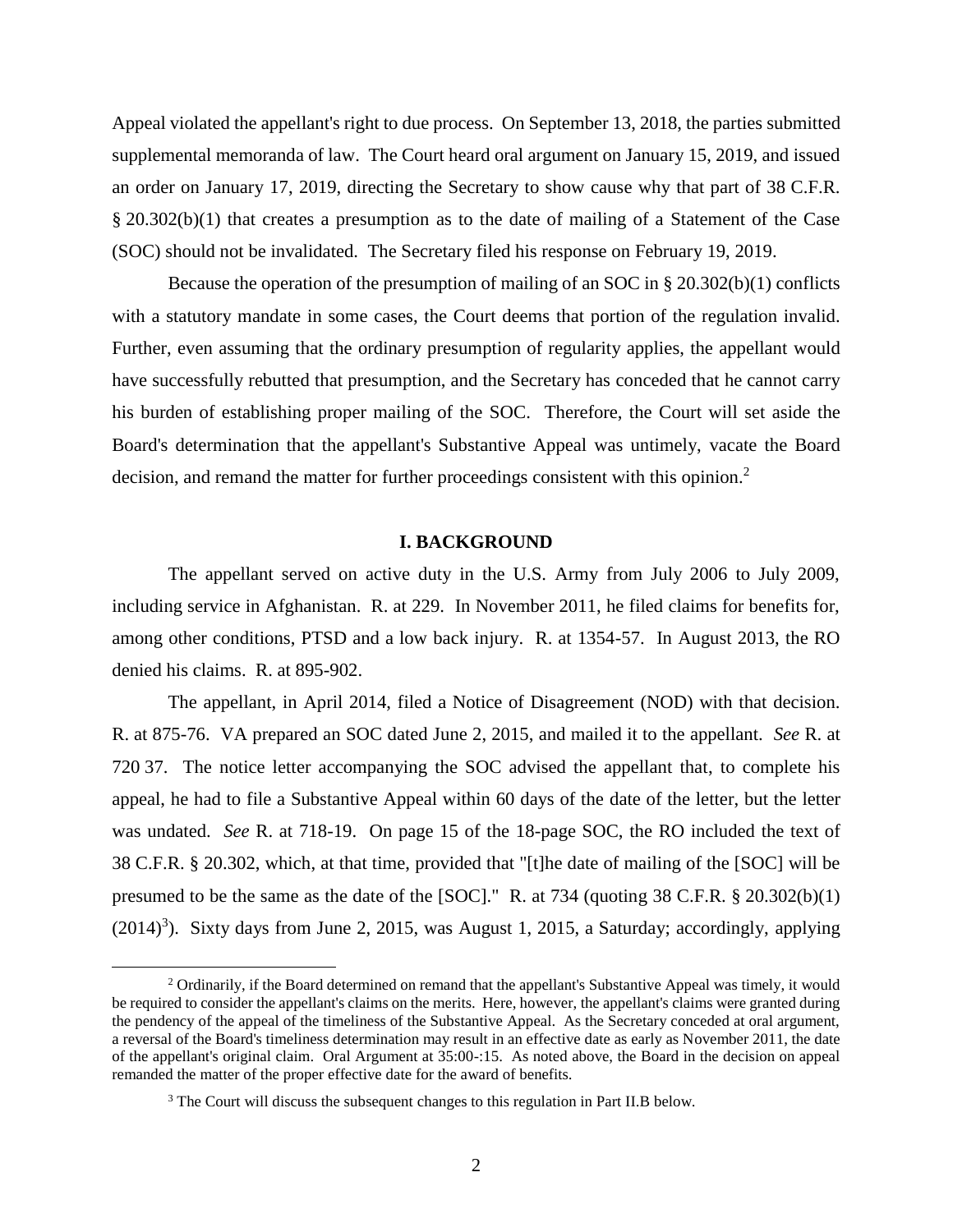Appeal violated the appellant's right to due process. On September 13, 2018, the parties submitted supplemental memoranda of law. The Court heard oral argument on January 15, 2019, and issued an order on January 17, 2019, directing the Secretary to show cause why that part of 38 C.F.R. § 20.302(b)(1) that creates a presumption as to the date of mailing of a Statement of the Case (SOC) should not be invalidated. The Secretary filed his response on February 19, 2019.

Because the operation of the presumption of mailing of an SOC in § 20.302(b)(1) conflicts with a statutory mandate in some cases, the Court deems that portion of the regulation invalid. Further, even assuming that the ordinary presumption of regularity applies, the appellant would have successfully rebutted that presumption, and the Secretary has conceded that he cannot carry his burden of establishing proper mailing of the SOC. Therefore, the Court will set aside the Board's determination that the appellant's Substantive Appeal was untimely, vacate the Board decision, and remand the matter for further proceedings consistent with this opinion.[2]

## I. BACKGROUND

The appellant served on active duty in the U.S. Army from July 2006 to July 2009, including service in Afghanistan. R. at 229. In November 2011, he filed claims for benefits for, among other conditions, PTSD and a low back injury. R. at 1354-57. In August 2013, the RO denied his claims. R. at 895-902.

The appellant, in April 2014, filed a Notice of Disagreement (NOD) with that decision. R. at 875-76. VA prepared an SOC dated June 2, 2015, and mailed it to the appellant. *See* R. at 720 37. The notice letter accompanying the SOC advised the appellant that, to complete his appeal, he had to file a Substantive Appeal within 60 days of the date of the letter, but the letter was undated. *See* R. at 718-19. On page 15 of the 18-page SOC, the RO included the text of 38 C.F.R. § 20.302, which, at that time, provided that "[t]he date of mailing of the [SOC] will be presumed to be the same as the date of the [SOC]." R. at 734 (quoting 38 C.F.R. § 20.302(b)(1) (2014)[3]). Sixty days from June 2, 2015, was August 1, 2015, a Saturday; accordingly, applying

---

[2] Ordinarily, if the Board determined on remand that the appellant's Substantive Appeal was timely, it would be required to consider the appellant's claims on the merits. Here, however, the appellant's claims were granted during the pendency of the appeal of the timeliness of the Substantive Appeal. As the Secretary conceded at oral argument, a reversal of the Board's timeliness determination may result in an effective date as early as November 2011, the date of the appellant's original claim. Oral Argument at 35:00-:15. As noted above, the Board in the decision on appeal remanded the matter of the proper effective date for the award of benefits.

[3] The Court will discuss the subsequent changes to this regulation in Part II.B below.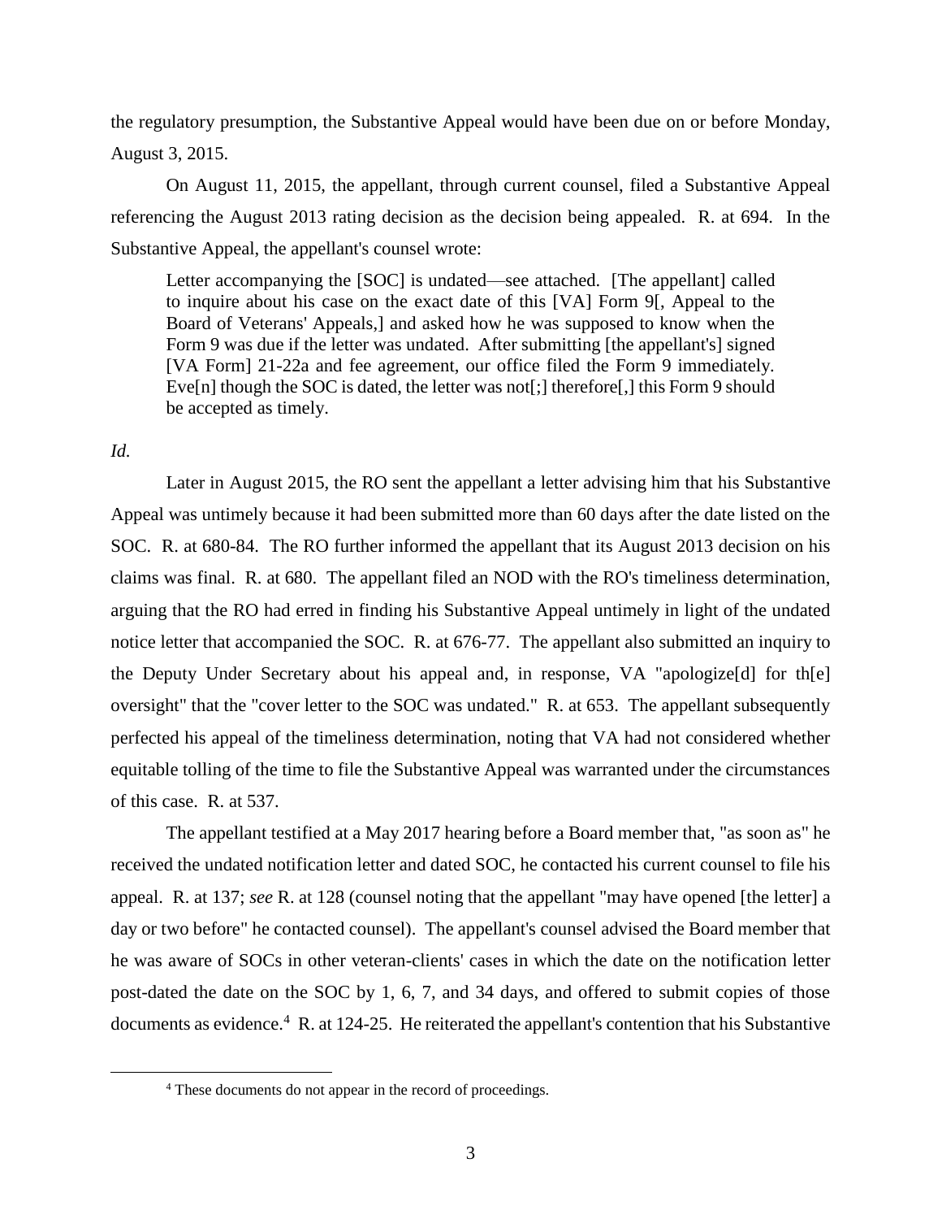the regulatory presumption, the Substantive Appeal would have been due on or before Monday, August 3, 2015.

On August 11, 2015, the appellant, through current counsel, filed a Substantive Appeal referencing the August 2013 rating decision as the decision being appealed. R. at 694. In the Substantive Appeal, the appellant's counsel wrote:

> Letter accompanying the [SOC] is undated—see attached. [The appellant] called to inquire about his case on the exact date of this [VA] Form 9[, Appeal to the Board of Veterans' Appeals,] and asked how he was supposed to know when the Form 9 was due if the letter was undated. After submitting [the appellant's] signed [VA Form] 21-22a and fee agreement, our office filed the Form 9 immediately. Eve[n] though the SOC is dated, the letter was not[;] therefore[,] this Form 9 should be accepted as timely.

*Id.*

Later in August 2015, the RO sent the appellant a letter advising him that his Substantive Appeal was untimely because it had been submitted more than 60 days after the date listed on the SOC. R. at 680-84. The RO further informed the appellant that its August 2013 decision on his claims was final. R. at 680. The appellant filed an NOD with the RO's timeliness determination, arguing that the RO had erred in finding his Substantive Appeal untimely in light of the undated notice letter that accompanied the SOC. R. at 676-77. The appellant also submitted an inquiry to the Deputy Under Secretary about his appeal and, in response, VA "apologize[d] for th[e] oversight" that the "cover letter to the SOC was undated." R. at 653. The appellant subsequently perfected his appeal of the timeliness determination, noting that VA had not considered whether equitable tolling of the time to file the Substantive Appeal was warranted under the circumstances of this case. R. at 537.

The appellant testified at a May 2017 hearing before a Board member that, "as soon as" he received the undated notification letter and dated SOC, he contacted his current counsel to file his appeal. R. at 137; *see* R. at 128 (counsel noting that the appellant "may have opened [the letter] a day or two before" he contacted counsel). The appellant's counsel advised the Board member that he was aware of SOCs in other veteran-clients' cases in which the date on the notification letter post-dated the date on the SOC by 1, 6, 7, and 34 days, and offered to submit copies of those documents as evidence.[4] R. at 124-25. He reiterated the appellant's contention that his Substantive

[4] These documents do not appear in the record of proceedings.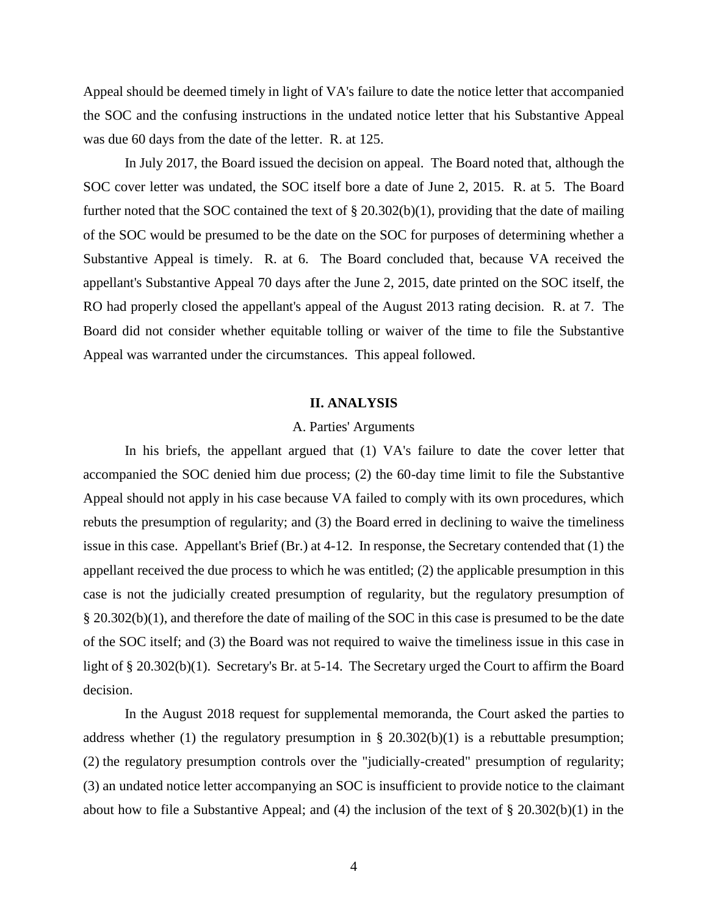Appeal should be deemed timely in light of VA's failure to date the notice letter that accompanied the SOC and the confusing instructions in the undated notice letter that his Substantive Appeal was due 60 days from the date of the letter. R. at 125.

In July 2017, the Board issued the decision on appeal. The Board noted that, although the SOC cover letter was undated, the SOC itself bore a date of June 2, 2015. R. at 5. The Board further noted that the SOC contained the text of § 20.302(b)(1), providing that the date of mailing of the SOC would be presumed to be the date on the SOC for purposes of determining whether a Substantive Appeal is timely. R. at 6. The Board concluded that, because VA received the appellant's Substantive Appeal 70 days after the June 2, 2015, date printed on the SOC itself, the RO had properly closed the appellant's appeal of the August 2013 rating decision. R. at 7. The Board did not consider whether equitable tolling or waiver of the time to file the Substantive Appeal was warranted under the circumstances. This appeal followed.

## II. ANALYSIS

### A. Parties' Arguments

In his briefs, the appellant argued that (1) VA's failure to date the cover letter that accompanied the SOC denied him due process; (2) the 60-day time limit to file the Substantive Appeal should not apply in his case because VA failed to comply with its own procedures, which rebuts the presumption of regularity; and (3) the Board erred in declining to waive the timeliness issue in this case. Appellant's Brief (Br.) at 4-12. In response, the Secretary contended that (1) the appellant received the due process to which he was entitled; (2) the applicable presumption in this case is not the judicially created presumption of regularity, but the regulatory presumption of § 20.302(b)(1), and therefore the date of mailing of the SOC in this case is presumed to be the date of the SOC itself; and (3) the Board was not required to waive the timeliness issue in this case in light of § 20.302(b)(1). Secretary's Br. at 5-14. The Secretary urged the Court to affirm the Board decision.

In the August 2018 request for supplemental memoranda, the Court asked the parties to address whether (1) the regulatory presumption in § 20.302(b)(1) is a rebuttable presumption; (2) the regulatory presumption controls over the "judicially-created" presumption of regularity; (3) an undated notice letter accompanying an SOC is insufficient to provide notice to the claimant about how to file a Substantive Appeal; and (4) the inclusion of the text of § 20.302(b)(1) in the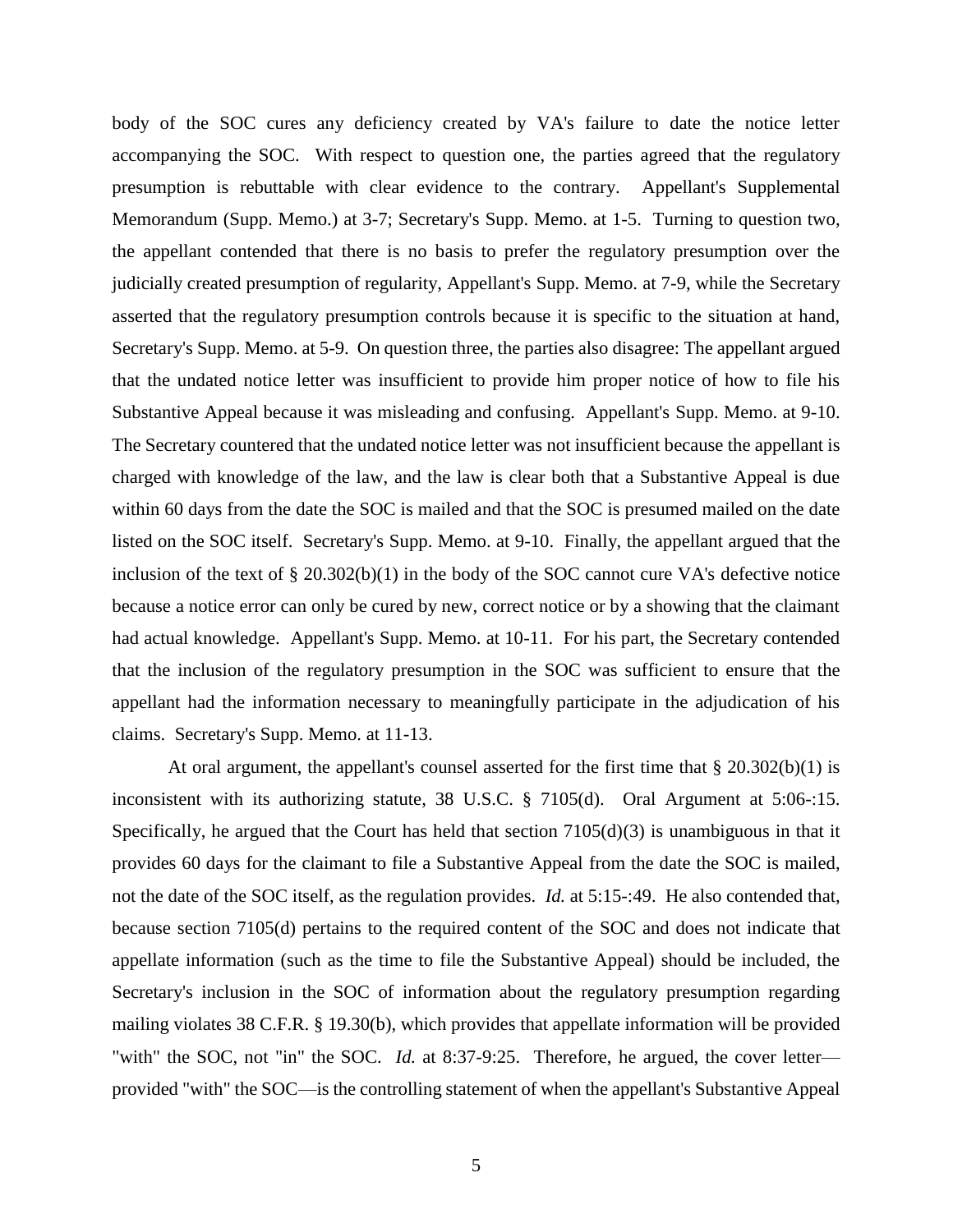body of the SOC cures any deficiency created by VA's failure to date the notice letter accompanying the SOC. With respect to question one, the parties agreed that the regulatory presumption is rebuttable with clear evidence to the contrary. Appellant's Supplemental Memorandum (Supp. Memo.) at 3-7; Secretary's Supp. Memo. at 1-5. Turning to question two, the appellant contended that there is no basis to prefer the regulatory presumption over the judicially created presumption of regularity, Appellant's Supp. Memo. at 7-9, while the Secretary asserted that the regulatory presumption controls because it is specific to the situation at hand, Secretary's Supp. Memo. at 5-9. On question three, the parties also disagree: The appellant argued that the undated notice letter was insufficient to provide him proper notice of how to file his Substantive Appeal because it was misleading and confusing. Appellant's Supp. Memo. at 9-10. The Secretary countered that the undated notice letter was not insufficient because the appellant is charged with knowledge of the law, and the law is clear both that a Substantive Appeal is due within 60 days from the date the SOC is mailed and that the SOC is presumed mailed on the date listed on the SOC itself. Secretary's Supp. Memo. at 9-10. Finally, the appellant argued that the inclusion of the text of § 20.302(b)(1) in the body of the SOC cannot cure VA's defective notice because a notice error can only be cured by new, correct notice or by a showing that the claimant had actual knowledge. Appellant's Supp. Memo. at 10-11. For his part, the Secretary contended that the inclusion of the regulatory presumption in the SOC was sufficient to ensure that the appellant had the information necessary to meaningfully participate in the adjudication of his claims. Secretary's Supp. Memo. at 11-13.

At oral argument, the appellant's counsel asserted for the first time that § 20.302(b)(1) is inconsistent with its authorizing statute, 38 U.S.C. § 7105(d). Oral Argument at 5:06-:15. Specifically, he argued that the Court has held that section 7105(d)(3) is unambiguous in that it provides 60 days for the claimant to file a Substantive Appeal from the date the SOC is mailed, not the date of the SOC itself, as the regulation provides. *Id.* at 5:15-:49. He also contended that, because section 7105(d) pertains to the required content of the SOC and does not indicate that appellate information (such as the time to file the Substantive Appeal) should be included, the Secretary's inclusion in the SOC of information about the regulatory presumption regarding mailing violates 38 C.F.R. § 19.30(b), which provides that appellate information will be provided "with" the SOC, not "in" the SOC. *Id.* at 8:37-9:25. Therefore, he argued, the cover letter—provided "with" the SOC—is the controlling statement of when the appellant's Substantive Appeal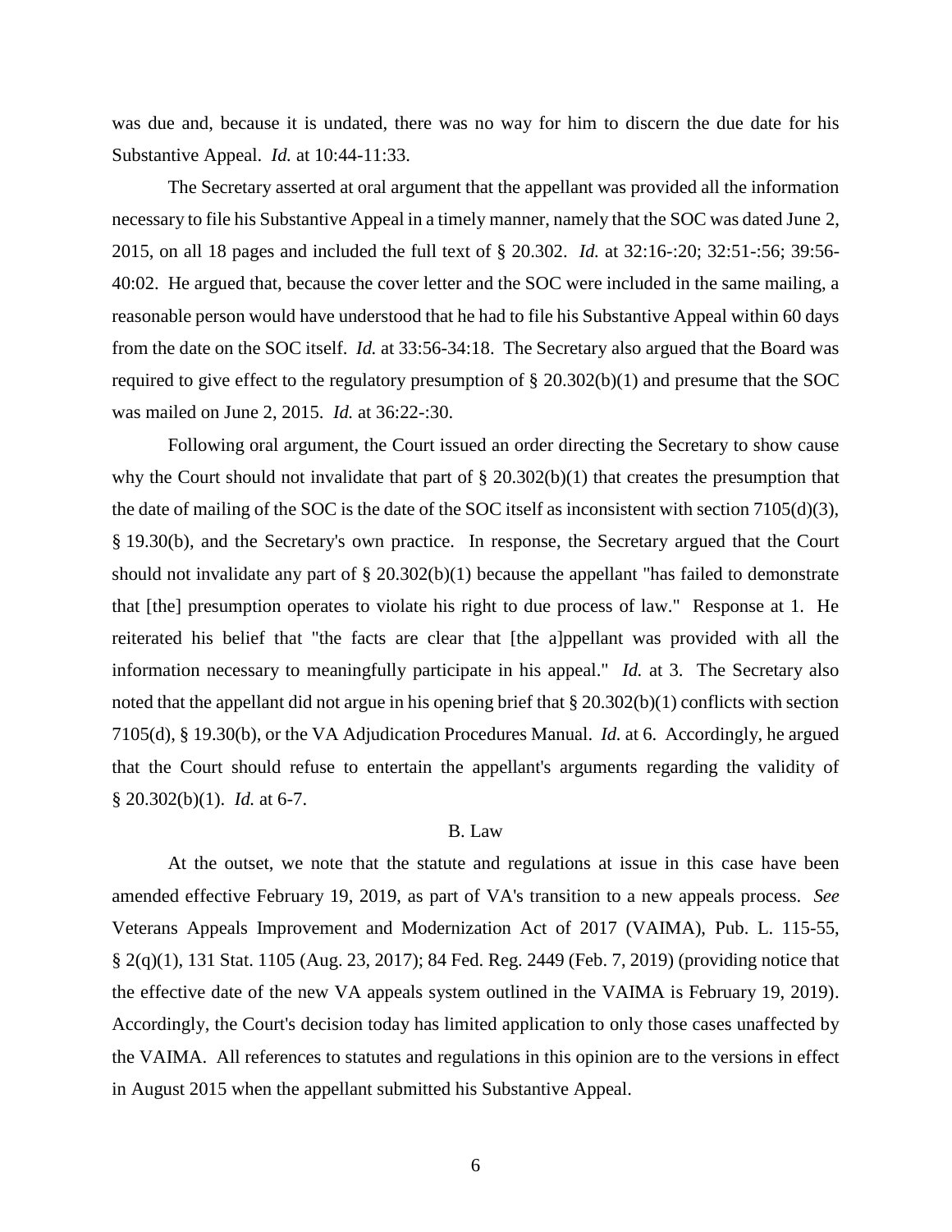was due and, because it is undated, there was no way for him to discern the due date for his Substantive Appeal. *Id.* at 10:44-11:33.

The Secretary asserted at oral argument that the appellant was provided all the information necessary to file his Substantive Appeal in a timely manner, namely that the SOC was dated June 2, 2015, on all 18 pages and included the full text of § 20.302. *Id.* at 32:16-:20; 32:51-:56; 39:56-40:02. He argued that, because the cover letter and the SOC were included in the same mailing, a reasonable person would have understood that he had to file his Substantive Appeal within 60 days from the date on the SOC itself. *Id.* at 33:56-34:18. The Secretary also argued that the Board was required to give effect to the regulatory presumption of § 20.302(b)(1) and presume that the SOC was mailed on June 2, 2015. *Id.* at 36:22-:30.

Following oral argument, the Court issued an order directing the Secretary to show cause why the Court should not invalidate that part of § 20.302(b)(1) that creates the presumption that the date of mailing of the SOC is the date of the SOC itself as inconsistent with section 7105(d)(3), § 19.30(b), and the Secretary's own practice. In response, the Secretary argued that the Court should not invalidate any part of § 20.302(b)(1) because the appellant "has failed to demonstrate that [the] presumption operates to violate his right to due process of law." Response at 1. He reiterated his belief that "the facts are clear that [the a]ppellant was provided with all the information necessary to meaningfully participate in his appeal." *Id.* at 3. The Secretary also noted that the appellant did not argue in his opening brief that § 20.302(b)(1) conflicts with section 7105(d), § 19.30(b), or the VA Adjudication Procedures Manual. *Id.* at 6. Accordingly, he argued that the Court should refuse to entertain the appellant's arguments regarding the validity of § 20.302(b)(1). *Id.* at 6-7.

### B. Law

At the outset, we note that the statute and regulations at issue in this case have been amended effective February 19, 2019, as part of VA's transition to a new appeals process. *See* Veterans Appeals Improvement and Modernization Act of 2017 (VAIMA), Pub. L. 115-55, § 2(q)(1), 131 Stat. 1105 (Aug. 23, 2017); 84 Fed. Reg. 2449 (Feb. 7, 2019) (providing notice that the effective date of the new VA appeals system outlined in the VAIMA is February 19, 2019). Accordingly, the Court's decision today has limited application to only those cases unaffected by the VAIMA. All references to statutes and regulations in this opinion are to the versions in effect in August 2015 when the appellant submitted his Substantive Appeal.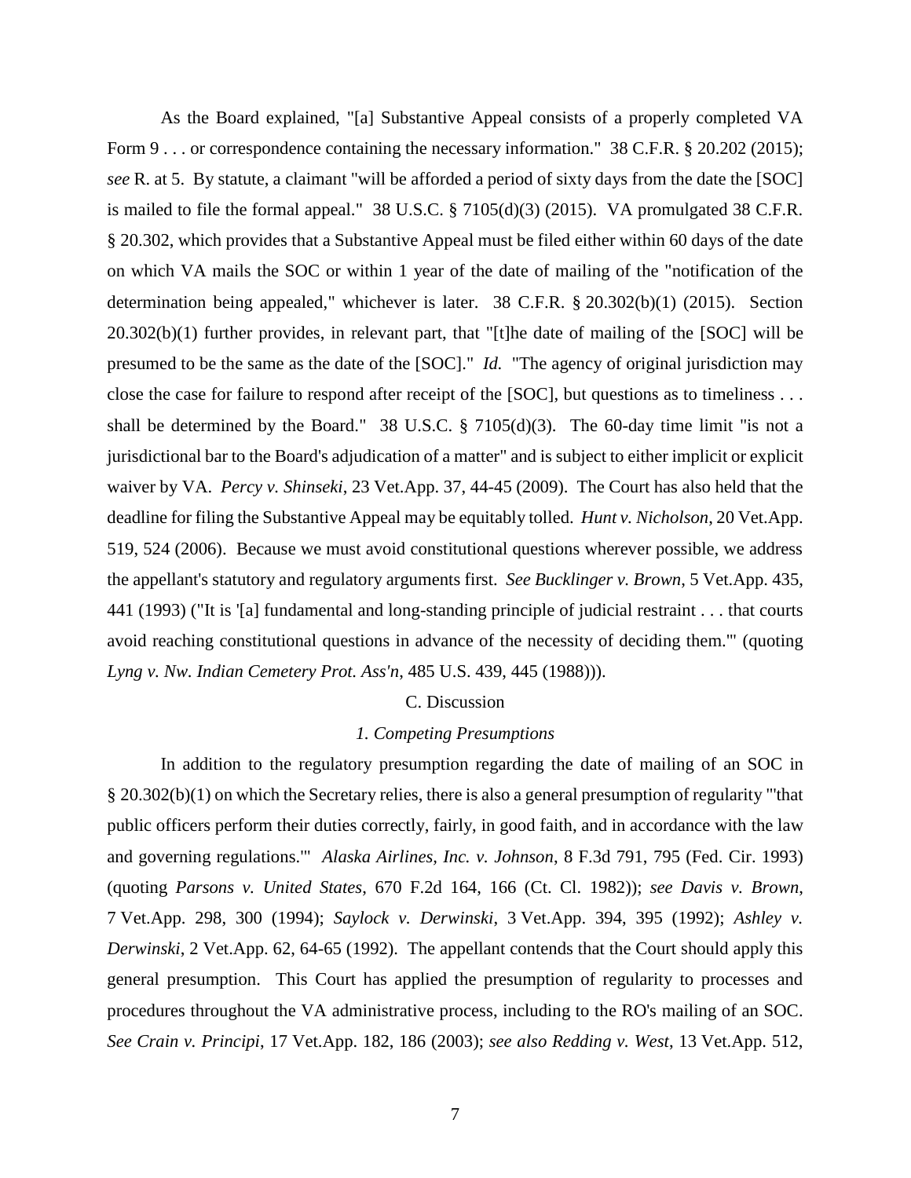As the Board explained, "[a] Substantive Appeal consists of a properly completed VA Form 9 . . . or correspondence containing the necessary information." 38 C.F.R. § 20.202 (2015); *see* R. at 5. By statute, a claimant "will be afforded a period of sixty days from the date the [SOC] is mailed to file the formal appeal." 38 U.S.C. § 7105(d)(3) (2015). VA promulgated 38 C.F.R. § 20.302, which provides that a Substantive Appeal must be filed either within 60 days of the date on which VA mails the SOC or within 1 year of the date of mailing of the "notification of the determination being appealed," whichever is later. 38 C.F.R. § 20.302(b)(1) (2015). Section 20.302(b)(1) further provides, in relevant part, that "[t]he date of mailing of the [SOC] will be presumed to be the same as the date of the [SOC]." *Id.* "The agency of original jurisdiction may close the case for failure to respond after receipt of the [SOC], but questions as to timeliness . . . shall be determined by the Board." 38 U.S.C. § 7105(d)(3). The 60-day time limit "is not a jurisdictional bar to the Board's adjudication of a matter" and is subject to either implicit or explicit waiver by VA. *Percy v. Shinseki*, 23 Vet.App. 37, 44-45 (2009). The Court has also held that the deadline for filing the Substantive Appeal may be equitably tolled. *Hunt v. Nicholson*, 20 Vet.App. 519, 524 (2006). Because we must avoid constitutional questions wherever possible, we address the appellant's statutory and regulatory arguments first. *See Bucklinger v. Brown*, 5 Vet.App. 435, 441 (1993) ("It is '[a] fundamental and long-standing principle of judicial restraint . . . that courts avoid reaching constitutional questions in advance of the necessity of deciding them.'" (quoting *Lyng v. Nw. Indian Cemetery Prot. Ass'n*, 485 U.S. 439, 445 (1988))).

## C. Discussion

### *1. Competing Presumptions*

In addition to the regulatory presumption regarding the date of mailing of an SOC in § 20.302(b)(1) on which the Secretary relies, there is also a general presumption of regularity "'that public officers perform their duties correctly, fairly, in good faith, and in accordance with the law and governing regulations.'" *Alaska Airlines, Inc. v. Johnson*, 8 F.3d 791, 795 (Fed. Cir. 1993) (quoting *Parsons v. United States*, 670 F.2d 164, 166 (Ct. Cl. 1982)); *see Davis v. Brown*, 7 Vet.App. 298, 300 (1994); *Saylock v. Derwinski*, 3 Vet.App. 394, 395 (1992); *Ashley v. Derwinski*, 2 Vet.App. 62, 64-65 (1992). The appellant contends that the Court should apply this general presumption. This Court has applied the presumption of regularity to processes and procedures throughout the VA administrative process, including to the RO's mailing of an SOC. *See Crain v. Principi*, 17 Vet.App. 182, 186 (2003); *see also Redding v. West*, 13 Vet.App. 512,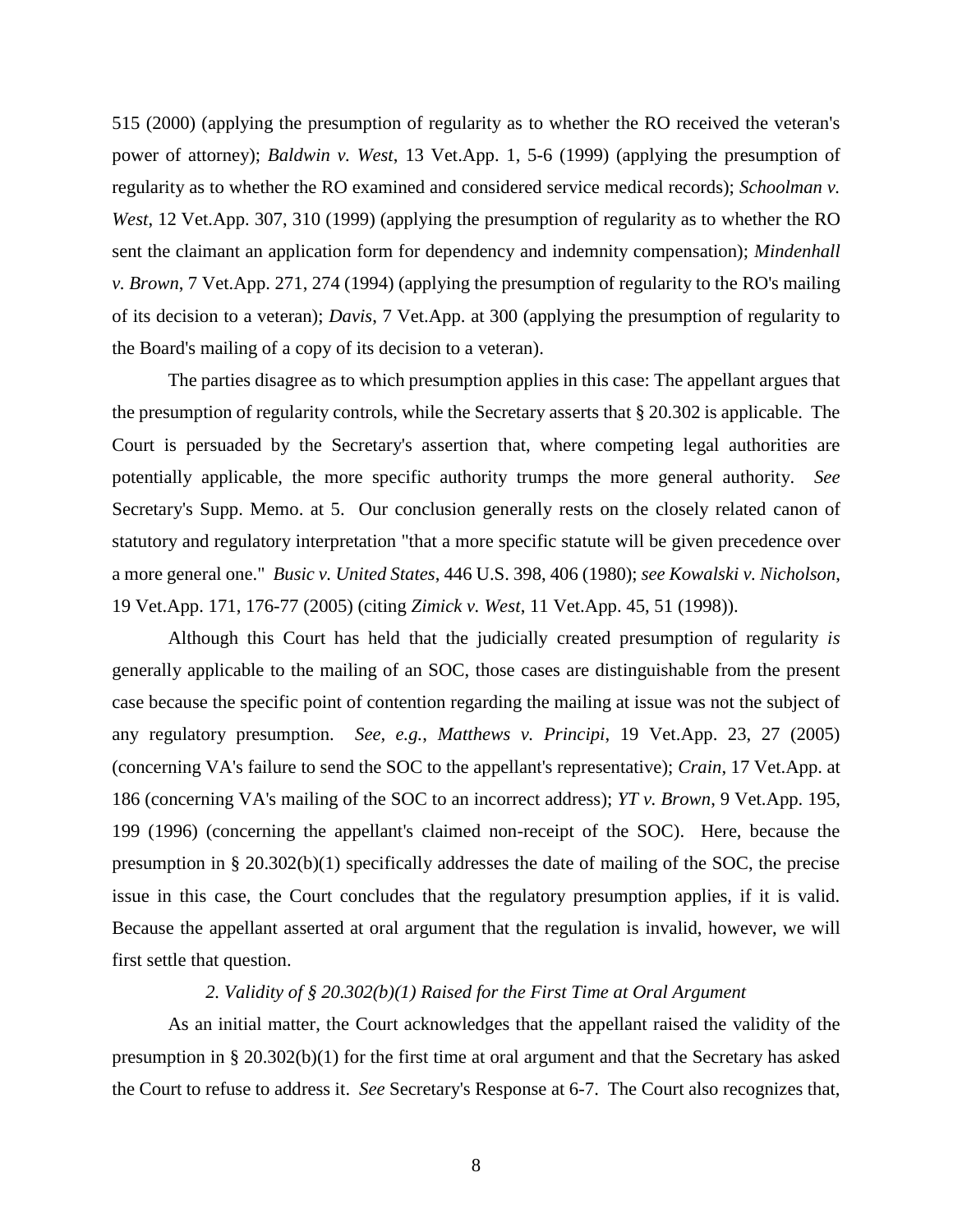515 (2000) (applying the presumption of regularity as to whether the RO received the veteran's power of attorney); *Baldwin v. West*, 13 Vet.App. 1, 5-6 (1999) (applying the presumption of regularity as to whether the RO examined and considered service medical records); *Schoolman v. West*, 12 Vet.App. 307, 310 (1999) (applying the presumption of regularity as to whether the RO sent the claimant an application form for dependency and indemnity compensation); *Mindenhall v. Brown*, 7 Vet.App. 271, 274 (1994) (applying the presumption of regularity to the RO's mailing of its decision to a veteran); *Davis*, 7 Vet.App. at 300 (applying the presumption of regularity to the Board's mailing of a copy of its decision to a veteran).

The parties disagree as to which presumption applies in this case: The appellant argues that the presumption of regularity controls, while the Secretary asserts that § 20.302 is applicable. The Court is persuaded by the Secretary's assertion that, where competing legal authorities are potentially applicable, the more specific authority trumps the more general authority. *See* Secretary's Supp. Memo. at 5. Our conclusion generally rests on the closely related canon of statutory and regulatory interpretation "that a more specific statute will be given precedence over a more general one." *Busic v. United States*, 446 U.S. 398, 406 (1980); *see Kowalski v. Nicholson*, 19 Vet.App. 171, 176-77 (2005) (citing *Zimick v. West*, 11 Vet.App. 45, 51 (1998)).

Although this Court has held that the judicially created presumption of regularity *is* generally applicable to the mailing of an SOC, those cases are distinguishable from the present case because the specific point of contention regarding the mailing at issue was not the subject of any regulatory presumption. *See, e.g.*, *Matthews v. Principi*, 19 Vet.App. 23, 27 (2005) (concerning VA's failure to send the SOC to the appellant's representative); *Crain*, 17 Vet.App. at 186 (concerning VA's mailing of the SOC to an incorrect address); *YT v. Brown*, 9 Vet.App. 195, 199 (1996) (concerning the appellant's claimed non-receipt of the SOC). Here, because the presumption in § 20.302(b)(1) specifically addresses the date of mailing of the SOC, the precise issue in this case, the Court concludes that the regulatory presumption applies, if it is valid. Because the appellant asserted at oral argument that the regulation is invalid, however, we will first settle that question.

*2. Validity of § 20.302(b)(1) Raised for the First Time at Oral Argument*

As an initial matter, the Court acknowledges that the appellant raised the validity of the presumption in § 20.302(b)(1) for the first time at oral argument and that the Secretary has asked the Court to refuse to address it. *See* Secretary's Response at 6-7. The Court also recognizes that,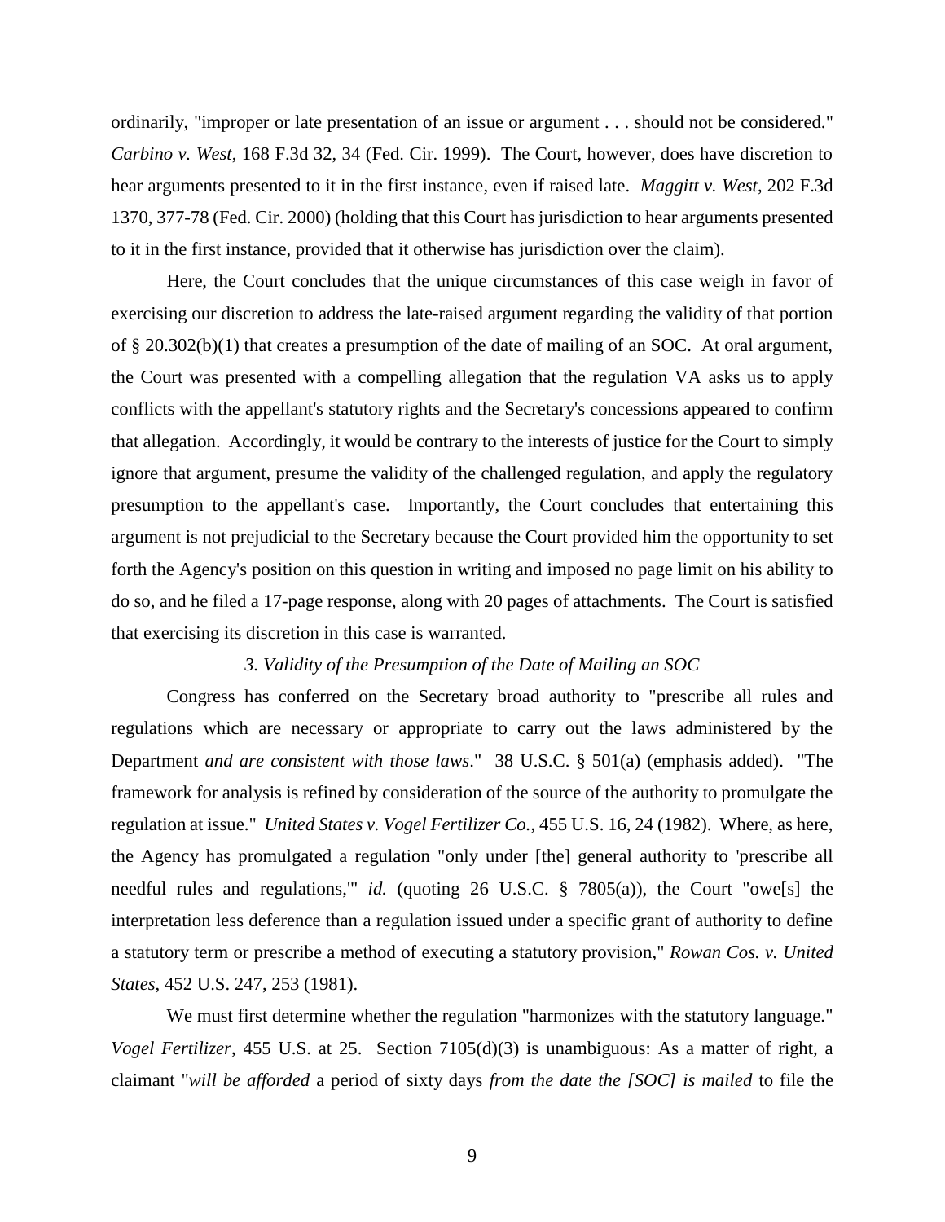ordinarily, "improper or late presentation of an issue or argument . . . should not be considered." *Carbino v. West*, 168 F.3d 32, 34 (Fed. Cir. 1999). The Court, however, does have discretion to hear arguments presented to it in the first instance, even if raised late. *Maggitt v. West*, 202 F.3d 1370, 377-78 (Fed. Cir. 2000) (holding that this Court has jurisdiction to hear arguments presented to it in the first instance, provided that it otherwise has jurisdiction over the claim).

Here, the Court concludes that the unique circumstances of this case weigh in favor of exercising our discretion to address the late-raised argument regarding the validity of that portion of § 20.302(b)(1) that creates a presumption of the date of mailing of an SOC. At oral argument, the Court was presented with a compelling allegation that the regulation VA asks us to apply conflicts with the appellant's statutory rights and the Secretary's concessions appeared to confirm that allegation. Accordingly, it would be contrary to the interests of justice for the Court to simply ignore that argument, presume the validity of the challenged regulation, and apply the regulatory presumption to the appellant's case. Importantly, the Court concludes that entertaining this argument is not prejudicial to the Secretary because the Court provided him the opportunity to set forth the Agency's position on this question in writing and imposed no page limit on his ability to do so, and he filed a 17-page response, along with 20 pages of attachments. The Court is satisfied that exercising its discretion in this case is warranted.

### *3. Validity of the Presumption of the Date of Mailing an SOC*

Congress has conferred on the Secretary broad authority to "prescribe all rules and regulations which are necessary or appropriate to carry out the laws administered by the Department *and are consistent with those laws*." 38 U.S.C. § 501(a) (emphasis added). "The framework for analysis is refined by consideration of the source of the authority to promulgate the regulation at issue." *United States v. Vogel Fertilizer Co.*, 455 U.S. 16, 24 (1982). Where, as here, the Agency has promulgated a regulation "only under [the] general authority to 'prescribe all needful rules and regulations,'" *id.* (quoting 26 U.S.C. § 7805(a)), the Court "owe[s] the interpretation less deference than a regulation issued under a specific grant of authority to define a statutory term or prescribe a method of executing a statutory provision," *Rowan Cos. v. United States*, 452 U.S. 247, 253 (1981).

We must first determine whether the regulation "harmonizes with the statutory language." *Vogel Fertilizer*, 455 U.S. at 25. Section 7105(d)(3) is unambiguous: As a matter of right, a claimant "*will be afforded* a period of sixty days *from the date the [SOC] is mailed* to file the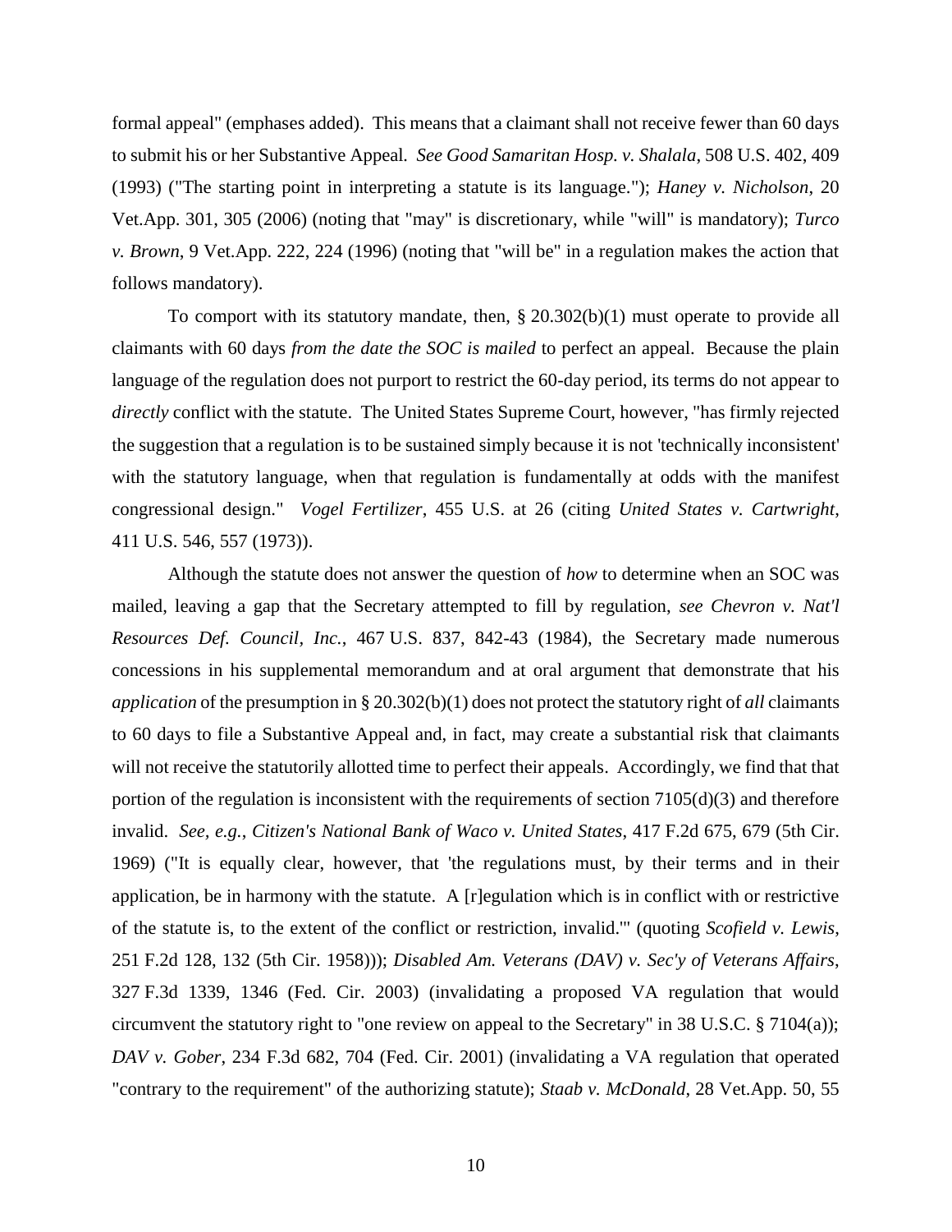formal appeal" (emphases added). This means that a claimant shall not receive fewer than 60 days to submit his or her Substantive Appeal. *See Good Samaritan Hosp. v. Shalala*, 508 U.S. 402, 409 (1993) ("The starting point in interpreting a statute is its language."); *Haney v. Nicholson*, 20 Vet.App. 301, 305 (2006) (noting that "may" is discretionary, while "will" is mandatory); *Turco v. Brown*, 9 Vet.App. 222, 224 (1996) (noting that "will be" in a regulation makes the action that follows mandatory).

To comport with its statutory mandate, then, § 20.302(b)(1) must operate to provide all claimants with 60 days *from the date the SOC is mailed* to perfect an appeal. Because the plain language of the regulation does not purport to restrict the 60-day period, its terms do not appear to *directly* conflict with the statute. The United States Supreme Court, however, "has firmly rejected the suggestion that a regulation is to be sustained simply because it is not 'technically inconsistent' with the statutory language, when that regulation is fundamentally at odds with the manifest congressional design." *Vogel Fertilizer*, 455 U.S. at 26 (citing *United States v. Cartwright*, 411 U.S. 546, 557 (1973)).

Although the statute does not answer the question of *how* to determine when an SOC was mailed, leaving a gap that the Secretary attempted to fill by regulation, *see Chevron v. Nat'l Resources Def. Council, Inc.*, 467 U.S. 837, 842-43 (1984), the Secretary made numerous concessions in his supplemental memorandum and at oral argument that demonstrate that his *application* of the presumption in § 20.302(b)(1) does not protect the statutory right of *all* claimants to 60 days to file a Substantive Appeal and, in fact, may create a substantial risk that claimants will not receive the statutorily allotted time to perfect their appeals. Accordingly, we find that that portion of the regulation is inconsistent with the requirements of section 7105(d)(3) and therefore invalid. *See, e.g.*, *Citizen's National Bank of Waco v. United States*, 417 F.2d 675, 679 (5th Cir. 1969) ("It is equally clear, however, that 'the regulations must, by their terms and in their application, be in harmony with the statute. A [r]egulation which is in conflict with or restrictive of the statute is, to the extent of the conflict or restriction, invalid.'" (quoting *Scofield v. Lewis*, 251 F.2d 128, 132 (5th Cir. 1958))); *Disabled Am. Veterans (DAV) v. Sec'y of Veterans Affairs*, 327 F.3d 1339, 1346 (Fed. Cir. 2003) (invalidating a proposed VA regulation that would circumvent the statutory right to "one review on appeal to the Secretary" in 38 U.S.C. § 7104(a)); *DAV v. Gober*, 234 F.3d 682, 704 (Fed. Cir. 2001) (invalidating a VA regulation that operated "contrary to the requirement" of the authorizing statute); *Staab v. McDonald*, 28 Vet.App. 50, 55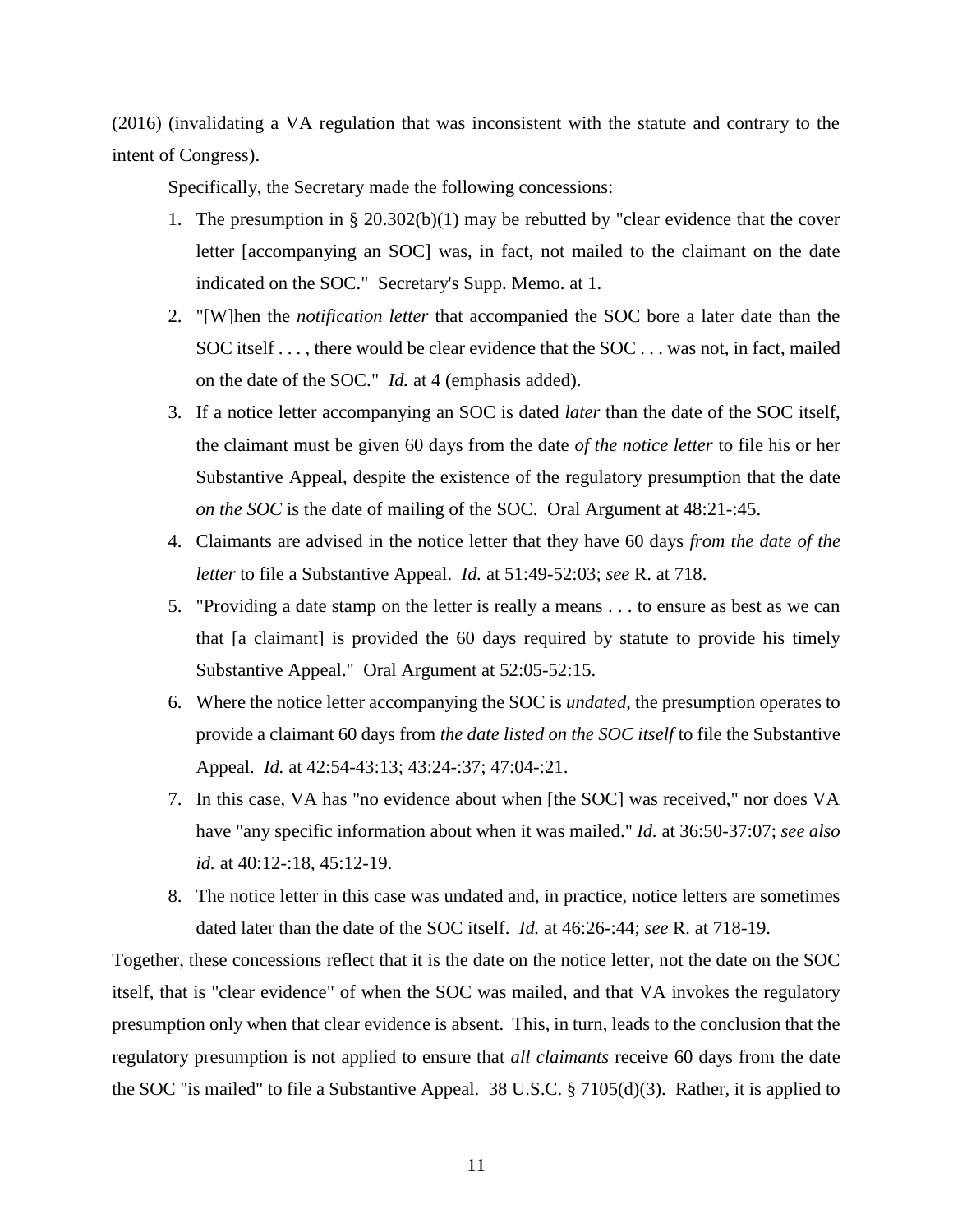(2016) (invalidating a VA regulation that was inconsistent with the statute and contrary to the intent of Congress).

Specifically, the Secretary made the following concessions:

1. The presumption in § 20.302(b)(1) may be rebutted by "clear evidence that the cover letter [accompanying an SOC] was, in fact, not mailed to the claimant on the date indicated on the SOC." Secretary's Supp. Memo. at 1.
2. "[W]hen the *notification letter* that accompanied the SOC bore a later date than the SOC itself . . . , there would be clear evidence that the SOC . . . was not, in fact, mailed on the date of the SOC." *Id.* at 4 (emphasis added).
3. If a notice letter accompanying an SOC is dated *later* than the date of the SOC itself, the claimant must be given 60 days from the date *of the notice letter* to file his or her Substantive Appeal, despite the existence of the regulatory presumption that the date *on the SOC* is the date of mailing of the SOC. Oral Argument at 48:21-:45.
4. Claimants are advised in the notice letter that they have 60 days *from the date of the letter* to file a Substantive Appeal. *Id.* at 51:49-52:03; *see* R. at 718.
5. "Providing a date stamp on the letter is really a means . . . to ensure as best as we can that [a claimant] is provided the 60 days required by statute to provide his timely Substantive Appeal." Oral Argument at 52:05-52:15.
6. Where the notice letter accompanying the SOC is *undated*, the presumption operates to provide a claimant 60 days from *the date listed on the SOC itself* to file the Substantive Appeal. *Id.* at 42:54-43:13; 43:24-:37; 47:04-:21.
7. In this case, VA has "no evidence about when [the SOC] was received," nor does VA have "any specific information about when it was mailed." *Id.* at 36:50-37:07; *see also id.* at 40:12-:18, 45:12-19.
8. The notice letter in this case was undated and, in practice, notice letters are sometimes dated later than the date of the SOC itself. *Id.* at 46:26-:44; *see* R. at 718-19.

Together, these concessions reflect that it is the date on the notice letter, not the date on the SOC itself, that is "clear evidence" of when the SOC was mailed, and that VA invokes the regulatory presumption only when that clear evidence is absent. This, in turn, leads to the conclusion that the regulatory presumption is not applied to ensure that *all claimants* receive 60 days from the date the SOC "is mailed" to file a Substantive Appeal. 38 U.S.C. § 7105(d)(3). Rather, it is applied to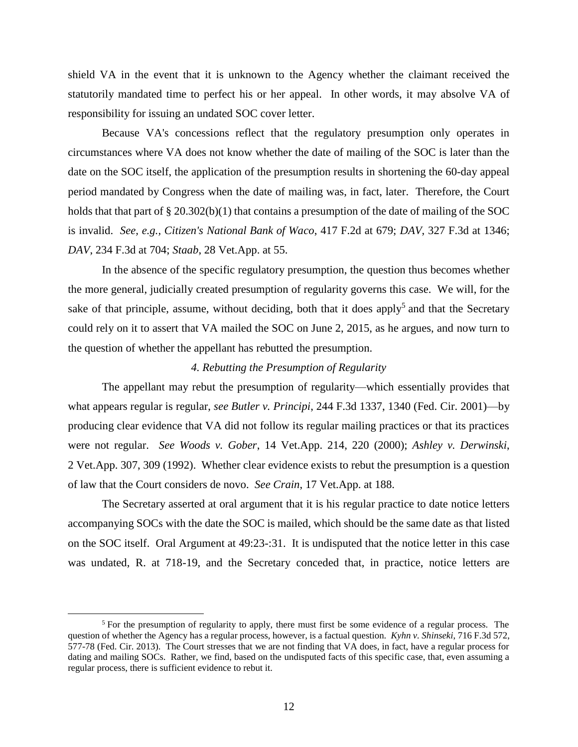shield VA in the event that it is unknown to the Agency whether the claimant received the statutorily mandated time to perfect his or her appeal. In other words, it may absolve VA of responsibility for issuing an undated SOC cover letter.

Because VA's concessions reflect that the regulatory presumption only operates in circumstances where VA does not know whether the date of mailing of the SOC is later than the date on the SOC itself, the application of the presumption results in shortening the 60-day appeal period mandated by Congress when the date of mailing was, in fact, later. Therefore, the Court holds that that part of § 20.302(b)(1) that contains a presumption of the date of mailing of the SOC is invalid. *See, e.g.*, *Citizen's National Bank of Waco*, 417 F.2d at 679; *DAV*, 327 F.3d at 1346; *DAV*, 234 F.3d at 704; *Staab*, 28 Vet.App. at 55.

In the absence of the specific regulatory presumption, the question thus becomes whether the more general, judicially created presumption of regularity governs this case. We will, for the sake of that principle, assume, without deciding, both that it does apply[5] and that the Secretary could rely on it to assert that VA mailed the SOC on June 2, 2015, as he argues, and now turn to the question of whether the appellant has rebutted the presumption.

*4. Rebutting the Presumption of Regularity*

The appellant may rebut the presumption of regularity—which essentially provides that what appears regular is regular, *see Butler v. Principi*, 244 F.3d 1337, 1340 (Fed. Cir. 2001)—by producing clear evidence that VA did not follow its regular mailing practices or that its practices were not regular. *See Woods v. Gober*, 14 Vet.App. 214, 220 (2000); *Ashley v. Derwinski*, 2 Vet.App. 307, 309 (1992). Whether clear evidence exists to rebut the presumption is a question of law that the Court considers de novo. *See Crain*, 17 Vet.App. at 188.

The Secretary asserted at oral argument that it is his regular practice to date notice letters accompanying SOCs with the date the SOC is mailed, which should be the same date as that listed on the SOC itself. Oral Argument at 49:23-:31. It is undisputed that the notice letter in this case was undated, R. at 718-19, and the Secretary conceded that, in practice, notice letters are

[5] For the presumption of regularity to apply, there must first be some evidence of a regular process. The question of whether the Agency has a regular process, however, is a factual question. *Kyhn v. Shinseki*, 716 F.3d 572, 577-78 (Fed. Cir. 2013). The Court stresses that we are not finding that VA does, in fact, have a regular process for dating and mailing SOCs. Rather, we find, based on the undisputed facts of this specific case, that, even assuming a regular process, there is sufficient evidence to rebut it.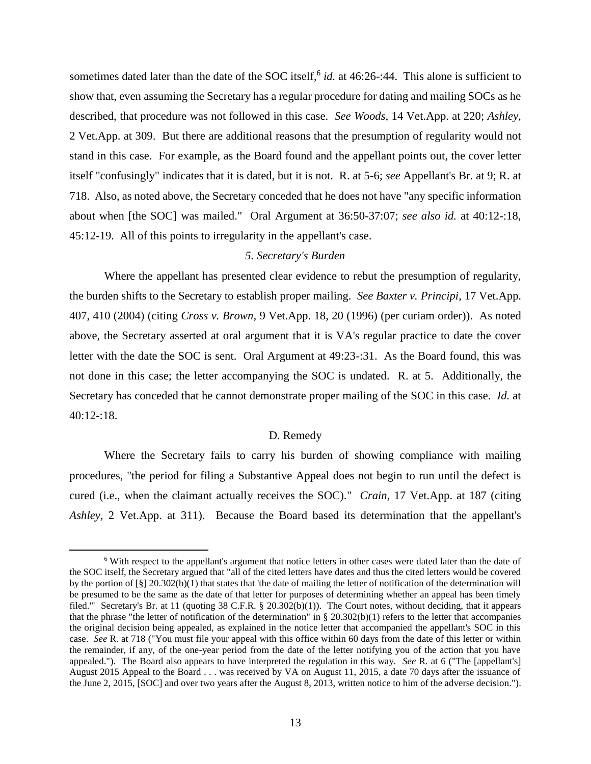sometimes dated later than the date of the SOC itself,[6] *id.* at 46:26-:44. This alone is sufficient to show that, even assuming the Secretary has a regular procedure for dating and mailing SOCs as he described, that procedure was not followed in this case. *See Woods*, 14 Vet.App. at 220; *Ashley*, 2 Vet.App. at 309. But there are additional reasons that the presumption of regularity would not stand in this case. For example, as the Board found and the appellant points out, the cover letter itself "confusingly" indicates that it is dated, but it is not. R. at 5-6; *see* Appellant's Br. at 9; R. at 718. Also, as noted above, the Secretary conceded that he does not have "any specific information about when [the SOC] was mailed." Oral Argument at 36:50-37:07; *see also id.* at 40:12-:18, 45:12-19. All of this points to irregularity in the appellant's case.

*5. Secretary's Burden*

Where the appellant has presented clear evidence to rebut the presumption of regularity, the burden shifts to the Secretary to establish proper mailing. *See Baxter v. Principi*, 17 Vet.App. 407, 410 (2004) (citing *Cross v. Brown*, 9 Vet.App. 18, 20 (1996) (per curiam order)). As noted above, the Secretary asserted at oral argument that it is VA's regular practice to date the cover letter with the date the SOC is sent. Oral Argument at 49:23-:31. As the Board found, this was not done in this case; the letter accompanying the SOC is undated. R. at 5. Additionally, the Secretary has conceded that he cannot demonstrate proper mailing of the SOC in this case. *Id.* at 40:12-:18.

D. Remedy

Where the Secretary fails to carry his burden of showing compliance with mailing procedures, "the period for filing a Substantive Appeal does not begin to run until the defect is cured (i.e., when the claimant actually receives the SOC)." *Crain*, 17 Vet.App. at 187 (citing *Ashley*, 2 Vet.App. at 311). Because the Board based its determination that the appellant's

[6] With respect to the appellant's argument that notice letters in other cases were dated later than the date of the SOC itself, the Secretary argued that "all of the cited letters have dates and thus the cited letters would be covered by the portion of [§] 20.302(b)(1) that states that 'the date of mailing the letter of notification of the determination will be presumed to be the same as the date of that letter for purposes of determining whether an appeal has been timely filed.'" Secretary's Br. at 11 (quoting 38 C.F.R. § 20.302(b)(1)). The Court notes, without deciding, that it appears that the phrase "the letter of notification of the determination" in § 20.302(b)(1) refers to the letter that accompanies the original decision being appealed, as explained in the notice letter that accompanied the appellant's SOC in this case. *See* R. at 718 ("You must file your appeal with this office within 60 days from the date of this letter or within the remainder, if any, of the one-year period from the date of the letter notifying you of the action that you have appealed."). The Board also appears to have interpreted the regulation in this way. *See* R. at 6 ("The [appellant's] August 2015 Appeal to the Board . . . was received by VA on August 11, 2015, a date 70 days after the issuance of the June 2, 2015, [SOC] and over two years after the August 8, 2013, written notice to him of the adverse decision.").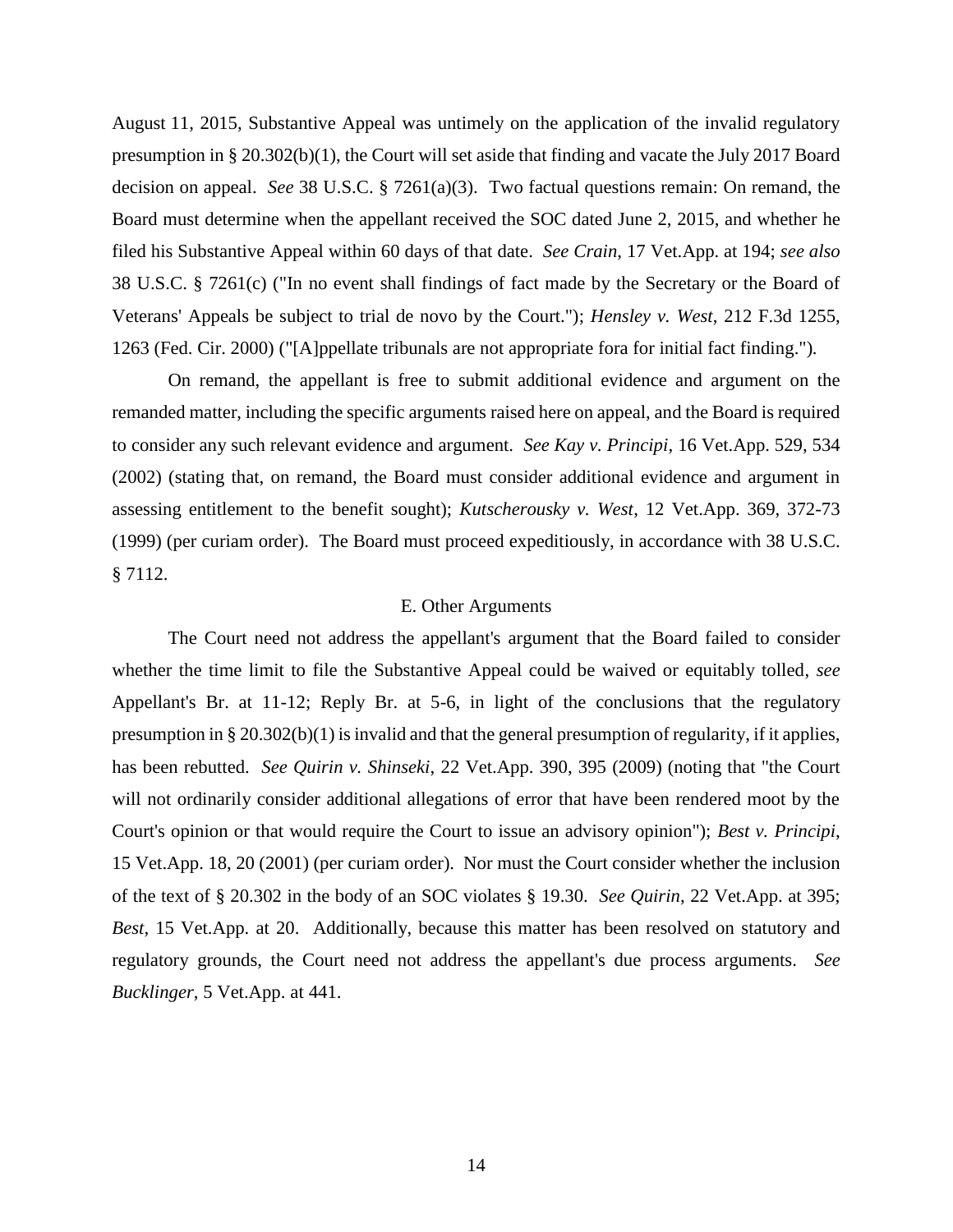August 11, 2015, Substantive Appeal was untimely on the application of the invalid regulatory presumption in § 20.302(b)(1), the Court will set aside that finding and vacate the July 2017 Board decision on appeal. *See* 38 U.S.C. § 7261(a)(3). Two factual questions remain: On remand, the Board must determine when the appellant received the SOC dated June 2, 2015, and whether he filed his Substantive Appeal within 60 days of that date. *See Crain*, 17 Vet.App. at 194; *see also* 38 U.S.C. § 7261(c) ("In no event shall findings of fact made by the Secretary or the Board of Veterans' Appeals be subject to trial de novo by the Court."); *Hensley v. West*, 212 F.3d 1255, 1263 (Fed. Cir. 2000) ("[A]ppellate tribunals are not appropriate fora for initial fact finding.").

On remand, the appellant is free to submit additional evidence and argument on the remanded matter, including the specific arguments raised here on appeal, and the Board is required to consider any such relevant evidence and argument. *See Kay v. Principi*, 16 Vet.App. 529, 534 (2002) (stating that, on remand, the Board must consider additional evidence and argument in assessing entitlement to the benefit sought); *Kutscherousky v. West*, 12 Vet.App. 369, 372-73 (1999) (per curiam order). The Board must proceed expeditiously, in accordance with 38 U.S.C. § 7112.

### E. Other Arguments

The Court need not address the appellant's argument that the Board failed to consider whether the time limit to file the Substantive Appeal could be waived or equitably tolled, *see* Appellant's Br. at 11-12; Reply Br. at 5-6, in light of the conclusions that the regulatory presumption in § 20.302(b)(1) is invalid and that the general presumption of regularity, if it applies, has been rebutted. *See Quirin v. Shinseki*, 22 Vet.App. 390, 395 (2009) (noting that "the Court will not ordinarily consider additional allegations of error that have been rendered moot by the Court's opinion or that would require the Court to issue an advisory opinion"); *Best v. Principi*, 15 Vet.App. 18, 20 (2001) (per curiam order). Nor must the Court consider whether the inclusion of the text of § 20.302 in the body of an SOC violates § 19.30. *See Quirin*, 22 Vet.App. at 395; *Best*, 15 Vet.App. at 20. Additionally, because this matter has been resolved on statutory and regulatory grounds, the Court need not address the appellant's due process arguments. *See Bucklinger*, 5 Vet.App. at 441.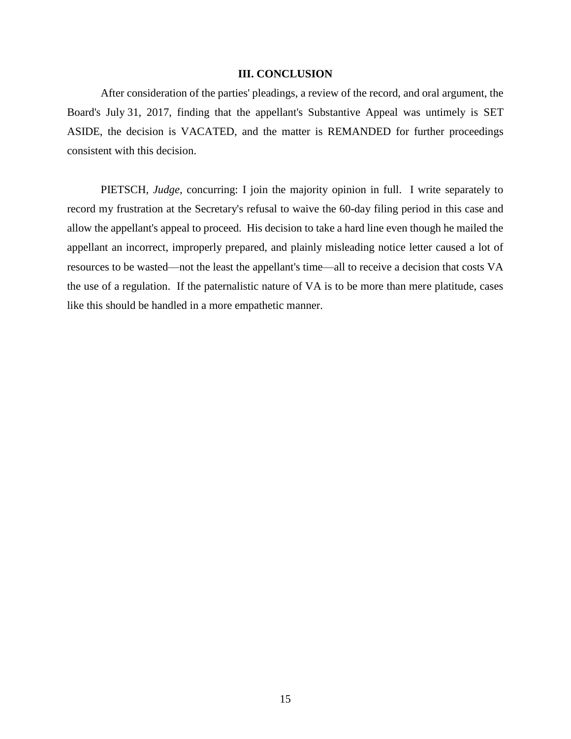### III. CONCLUSION

After consideration of the parties' pleadings, a review of the record, and oral argument, the Board's July 31, 2017, finding that the appellant's Substantive Appeal was untimely is SET ASIDE, the decision is VACATED, and the matter is REMANDED for further proceedings consistent with this decision.

PIETSCH, *Judge*, concurring: I join the majority opinion in full. I write separately to record my frustration at the Secretary's refusal to waive the 60-day filing period in this case and allow the appellant's appeal to proceed. His decision to take a hard line even though he mailed the appellant an incorrect, improperly prepared, and plainly misleading notice letter caused a lot of resources to be wasted—not the least the appellant's time—all to receive a decision that costs VA the use of a regulation. If the paternalistic nature of VA is to be more than mere platitude, cases like this should be handled in a more empathetic manner.